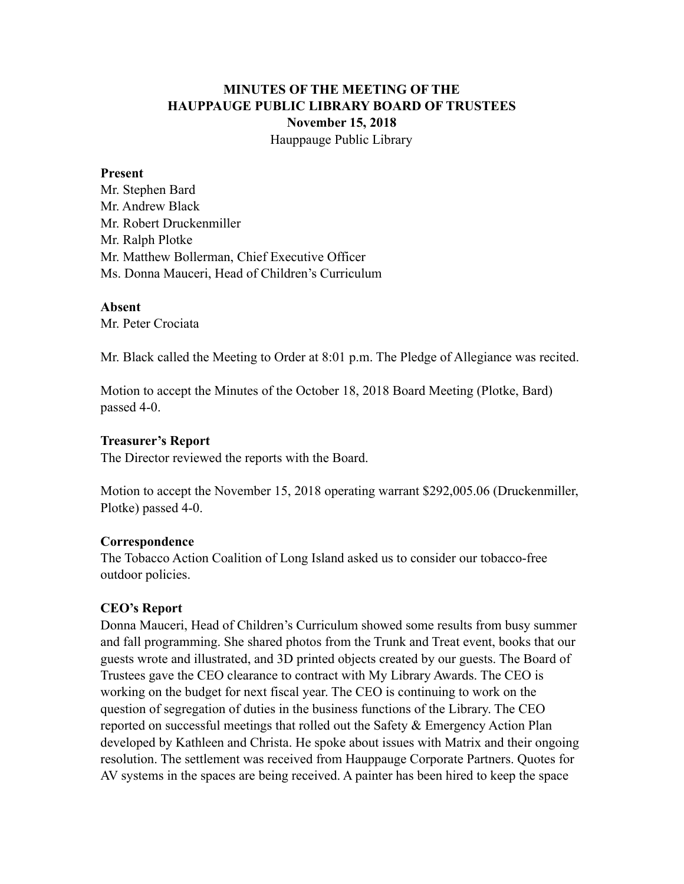# MINUTES OF THE MEETING OF THE HAUPPAUGE PUBLIC LIBRARY BOARD OF TRUSTEES

**November 15, 2018**

Hauppauge Public Library

**Present**

Mr. Stephen Bard
Mr. Andrew Black
Mr. Robert Druckenmiller
Mr. Ralph Plotke
Mr. Matthew Bollerman, Chief Executive Officer
Ms. Donna Mauceri, Head of Children's Curriculum

**Absent**

Mr. Peter Crociata

Mr. Black called the Meeting to Order at 8:01 p.m. The Pledge of Allegiance was recited.

Motion to accept the Minutes of the October 18, 2018 Board Meeting (Plotke, Bard) passed 4-0.

**Treasurer's Report**

The Director reviewed the reports with the Board.

Motion to accept the November 15, 2018 operating warrant $292,005.06 (Druckenmiller, Plotke) passed 4-0.

**Correspondence**

The Tobacco Action Coalition of Long Island asked us to consider our tobacco-free outdoor policies.

**CEO's Report**

Donna Mauceri, Head of Children's Curriculum showed some results from busy summer and fall programming. She shared photos from the Trunk and Treat event, books that our guests wrote and illustrated, and 3D printed objects created by our guests. The Board of Trustees gave the CEO clearance to contract with My Library Awards. The CEO is working on the budget for next fiscal year. The CEO is continuing to work on the question of segregation of duties in the business functions of the Library. The CEO reported on successful meetings that rolled out the Safety & Emergency Action Plan developed by Kathleen and Christa. He spoke about issues with Matrix and their ongoing resolution. The settlement was received from Hauppauge Corporate Partners. Quotes for AV systems in the spaces are being received. A painter has been hired to keep the space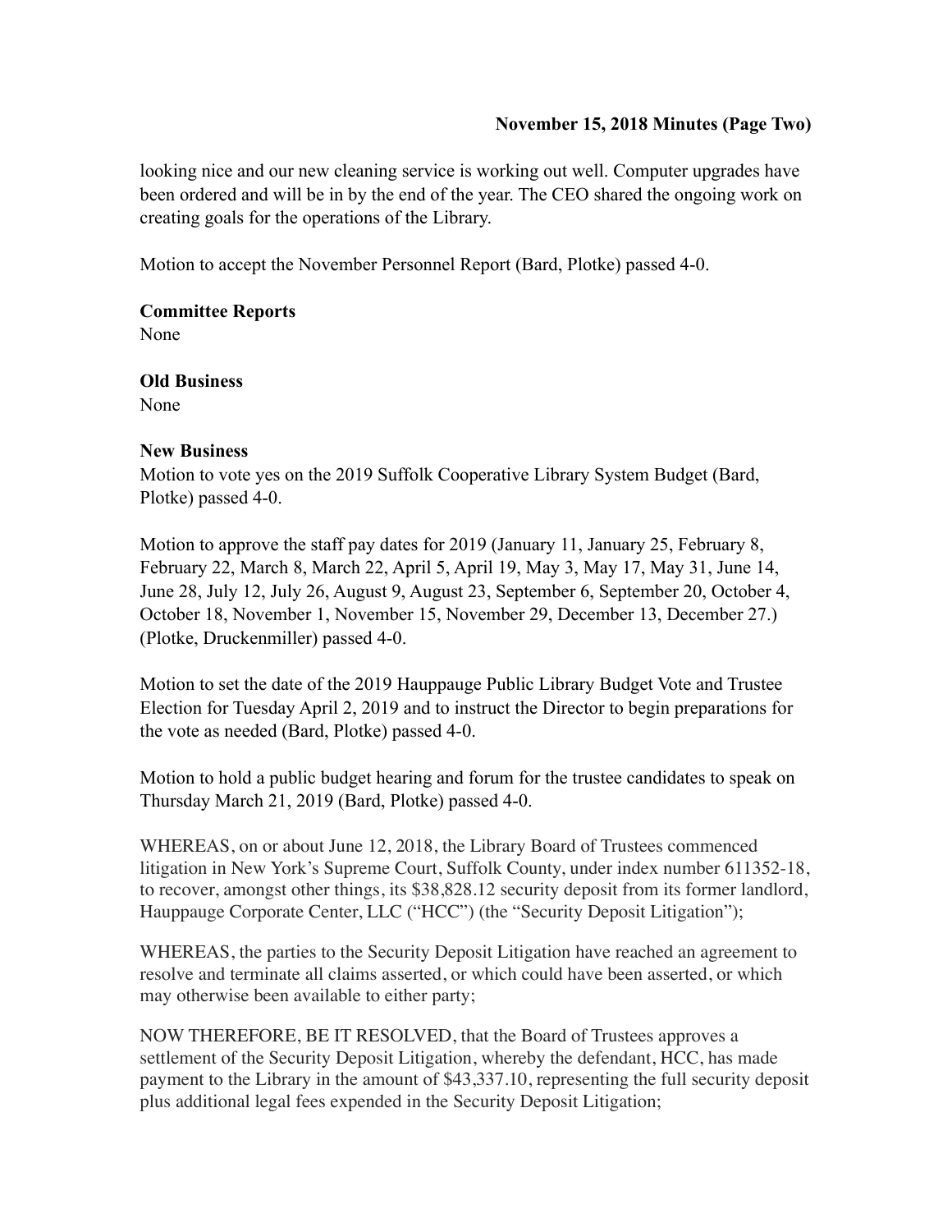looking nice and our new cleaning service is working out well. Computer upgrades have been ordered and will be in by the end of the year. The CEO shared the ongoing work on creating goals for the operations of the Library.

Motion to accept the November Personnel Report (Bard, Plotke) passed 4-0.

**Committee Reports**
None

**Old Business**
None

**New Business**
Motion to vote yes on the 2019 Suffolk Cooperative Library System Budget (Bard, Plotke) passed 4-0.

Motion to approve the staff pay dates for 2019 (January 11, January 25, February 8, February 22, March 8, March 22, April 5, April 19, May 3, May 17, May 31, June 14, June 28, July 12, July 26, August 9, August 23, September 6, September 20, October 4, October 18, November 1, November 15, November 29, December 13, December 27.) (Plotke, Druckenmiller) passed 4-0.

Motion to set the date of the 2019 Hauppauge Public Library Budget Vote and Trustee Election for Tuesday April 2, 2019 and to instruct the Director to begin preparations for the vote as needed (Bard, Plotke) passed 4-0.

Motion to hold a public budget hearing and forum for the trustee candidates to speak on Thursday March 21, 2019 (Bard, Plotke) passed 4-0.

WHEREAS, on or about June 12, 2018, the Library Board of Trustees commenced litigation in New York's Supreme Court, Suffolk County, under index number 611352-18, to recover, amongst other things, its $38,828.12 security deposit from its former landlord, Hauppauge Corporate Center, LLC ("HCC") (the "Security Deposit Litigation");

WHEREAS, the parties to the Security Deposit Litigation have reached an agreement to resolve and terminate all claims asserted, or which could have been asserted, or which may otherwise been available to either party;

NOW THEREFORE, BE IT RESOLVED, that the Board of Trustees approves a settlement of the Security Deposit Litigation, whereby the defendant, HCC, has made payment to the Library in the amount of $43,337.10, representing the full security deposit plus additional legal fees expended in the Security Deposit Litigation;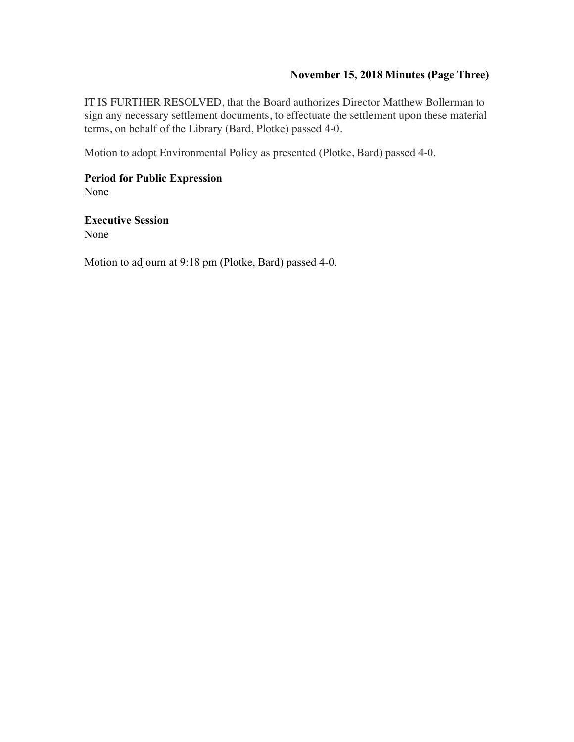IT IS FURTHER RESOLVED, that the Board authorizes Director Matthew Bollerman to sign any necessary settlement documents, to effectuate the settlement upon these material terms, on behalf of the Library (Bard, Plotke) passed 4-0.

Motion to adopt Environmental Policy as presented (Plotke, Bard) passed 4-0.

**Period for Public Expression**
None

**Executive Session**
None

Motion to adjourn at 9:18 pm (Plotke, Bard) passed 4-0.